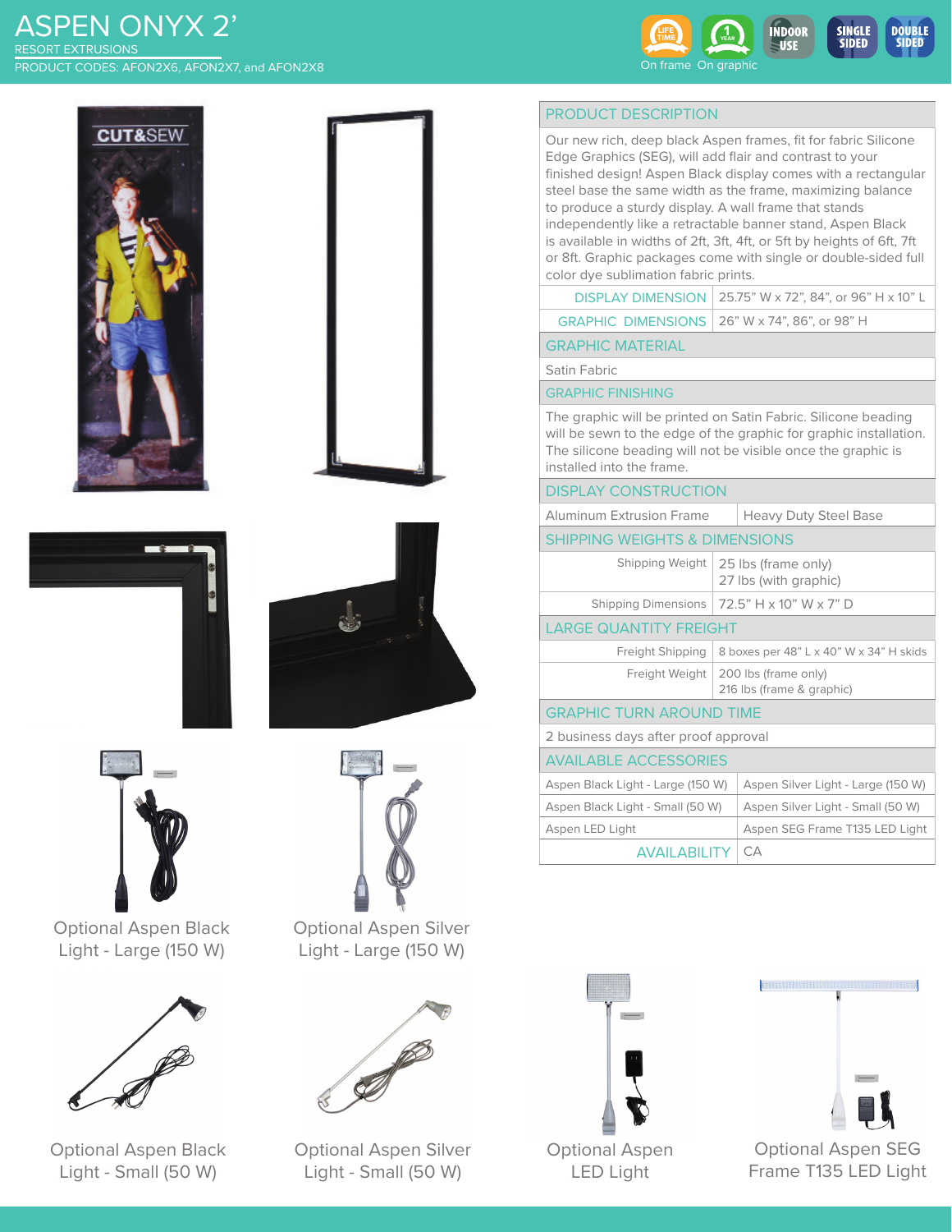# ASPEN ONYX 2'

RESORT EXTRUSIONS

PRODUCT CODES: AFON2X6, AFON2X7, and AFON2X8

LIFE TIME On frame | 1 YEAR On graphic | INDOOR USE | SINGLE SIDED | DOUBLE SIDED

## PRODUCT DESCRIPTION

Our new rich, deep black Aspen frames, fit for fabric Silicone Edge Graphics (SEG), will add flair and contrast to your finished design! Aspen Black display comes with a rectangular steel base the same width as the frame, maximizing balance to produce a sturdy display. A wall frame that stands independently like a retractable banner stand, Aspen Black is available in widths of 2ft, 3ft, 4ft, or 5ft by heights of 6ft, 7ft or 8ft. Graphic packages come with single or double-sided full color dye sublimation fabric prints.

| | |
|---|---|
| DISPLAY DIMENSION | 25.75" W x 72", 84", or 96" H x 10" L |
| GRAPHIC DIMENSIONS | 26" W x 74", 86", or 98" H |

## GRAPHIC MATERIAL

Satin Fabric

## GRAPHIC FINISHING

The graphic will be printed on Satin Fabric. Silicone beading will be sewn to the edge of the graphic for graphic installation. The silicone beading will not be visible once the graphic is installed into the frame.

## DISPLAY CONSTRUCTION

| | |
|---|---|
| Aluminum Extrusion Frame | Heavy Duty Steel Base |

## SHIPPING WEIGHTS & DIMENSIONS

| | |
|---|---|
| Shipping Weight | 25 lbs (frame only)<br>27 lbs (with graphic) |
| Shipping Dimensions | 72.5" H x 10" W x 7" D |

## LARGE QUANTITY FREIGHT

| | |
|---|---|
| Freight Shipping | 8 boxes per 48" L x 40" W x 34" H skids |
| Freight Weight | 200 lbs (frame only)<br>216 lbs (frame & graphic) |

## GRAPHIC TURN AROUND TIME

2 business days after proof approval

## AVAILABLE ACCESSORIES

| | |
|---|---|
| Aspen Black Light - Large (150 W) | Aspen Silver Light - Large (150 W) |
| Aspen Black Light - Small (50 W) | Aspen Silver Light - Small (50 W) |
| Aspen LED Light | Aspen SEG Frame T135 LED Light |

| | |
|---|---|
| AVAILABILITY | CA |

Optional Aspen Black Light - Large (150 W)

Optional Aspen Silver Light - Large (150 W)

Optional Aspen Black Light - Small (50 W)

Optional Aspen Silver Light - Small (50 W)

Optional Aspen LED Light

Optional Aspen SEG Frame T135 LED Light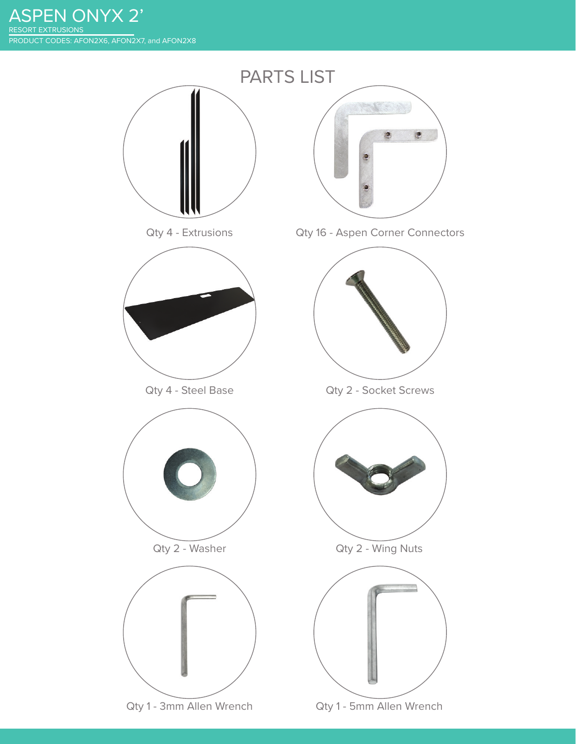# ASPEN ONYX 2'

RESORT EXTRUSIONS

PRODUCT CODES: AFON2X6, AFON2X7, and AFON2X8

## PARTS LIST

- Qty 4 - Extrusions
- Qty 16 - Aspen Corner Connectors
- Qty 4 - Steel Base
- Qty 2 - Socket Screws
- Qty 2 - Washer
- Qty 2 - Wing Nuts
- Qty 1 - 3mm Allen Wrench
- Qty 1 - 5mm Allen Wrench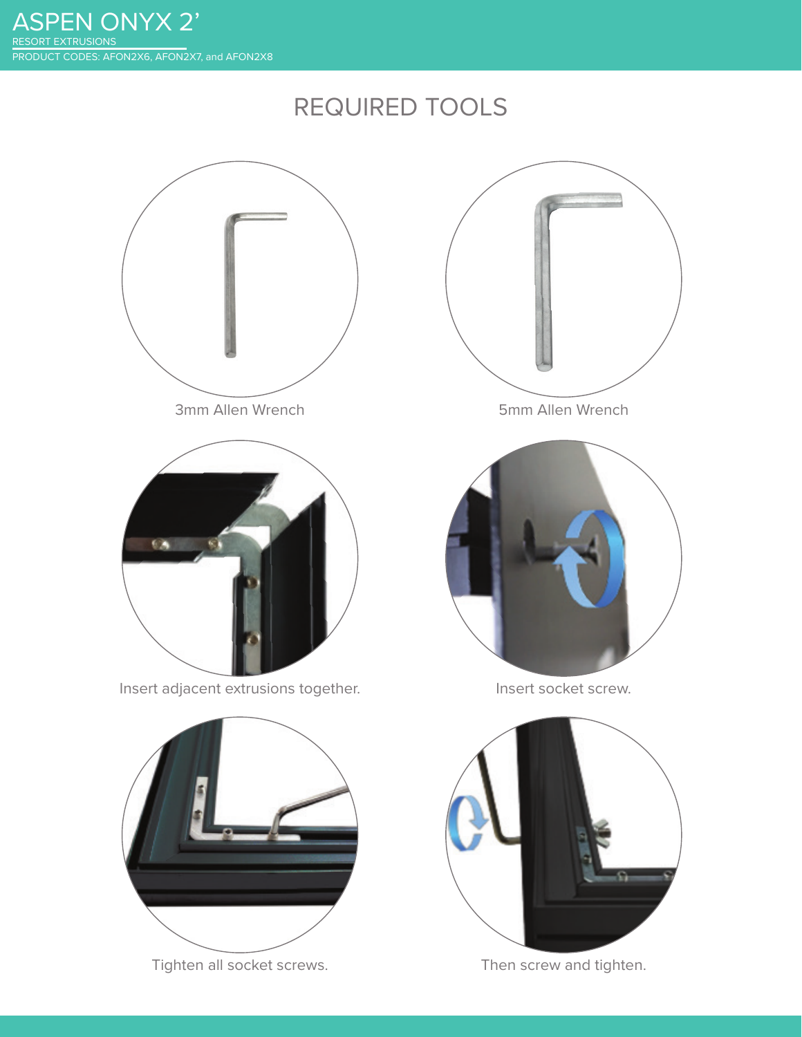# ASPEN ONYX 2'

RESORT EXTRUSIONS

PRODUCT CODES: AFON2X6, AFON2X7, and AFON2X8

## REQUIRED TOOLS

3mm Allen Wrench

5mm Allen Wrench

Insert adjacent extrusions together.

Insert socket screw.

Tighten all socket screws.

Then screw and tighten.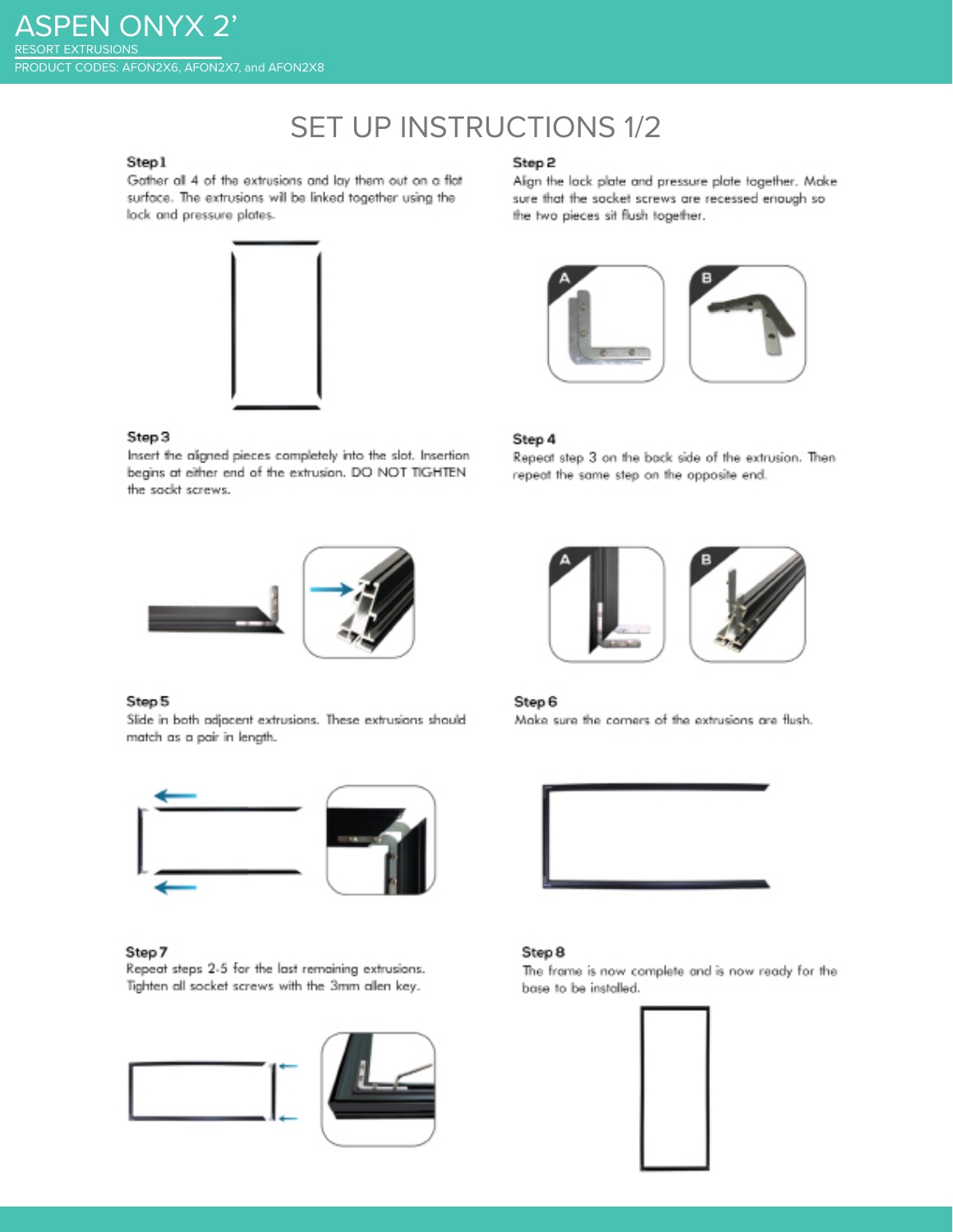# ASPEN ONYX 2'

RESORT EXTRUSIONS

PRODUCT CODES: AFON2X6, AFON2X7, and AFON2X8

## SET UP INSTRUCTIONS 1/2

**Step 1**

Gather all 4 of the extrusions and lay them out on a flat surface. The extrusions will be linked together using the lock and pressure plates.

**Step 2**

Align the lock plate and pressure plate together. Make sure that the socket screws are recessed enough so the two pieces sit flush together.

A

B

**Step 3**

Insert the aligned pieces completely into the slot. Insertion begins at either end of the extrusion. DO NOT TIGHTEN the sockt screws.

**Step 4**

Repeat step 3 on the back side of the extrusion. Then repeat the same step on the opposite end.

A

B

**Step 5**

Slide in both adjacent extrusions. These extrusions should match as a pair in length.

**Step 6**

Make sure the corners of the extrusions are flush.

**Step 7**

Repeat steps 2-5 for the last remaining extrusions. Tighten all socket screws with the 3mm allen key.

**Step 8**

The frame is now complete and is now ready for the base to be installed.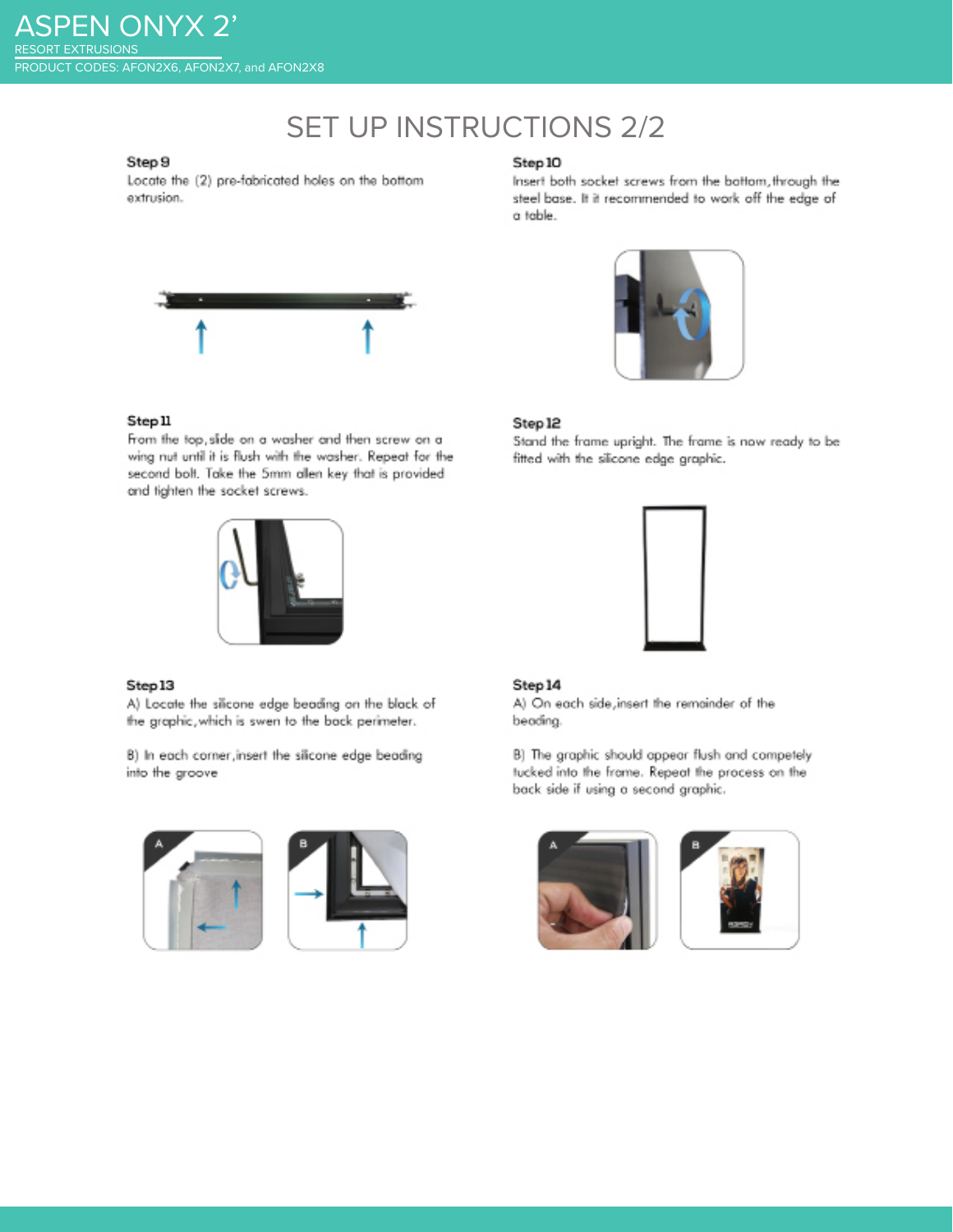# ASPEN ONYX 2'

RESORT EXTRUSIONS

PRODUCT CODES: AFON2X6, AFON2X7, and AFON2X8

## SET UP INSTRUCTIONS 2/2

**Step 9**

Locate the (2) pre-fabricated holes on the bottom extrusion.

**Step 10**

Insert both socket screws from the bottom, through the steel base. It it recommended to work off the edge of a table.

**Step 11**

From the top, slide on a washer and then screw on a wing nut until it is flush with the washer. Repeat for the second bolt. Take the 5mm allen key that is provided and tighten the socket screws.

**Step 12**

Stand the frame upright. The frame is now ready to be fitted with the silicone edge graphic.

**Step 13**

A) Locate the silicone edge beading on the black of the graphic, which is swen to the back perimeter.

B) In each corner, insert the silicone edge beading into the groove

**Step 14**

A) On each side, insert the remainder of the beading.

B) The graphic should appear flush and competely tucked into the frame. Repeat the process on the back side if using a second graphic.